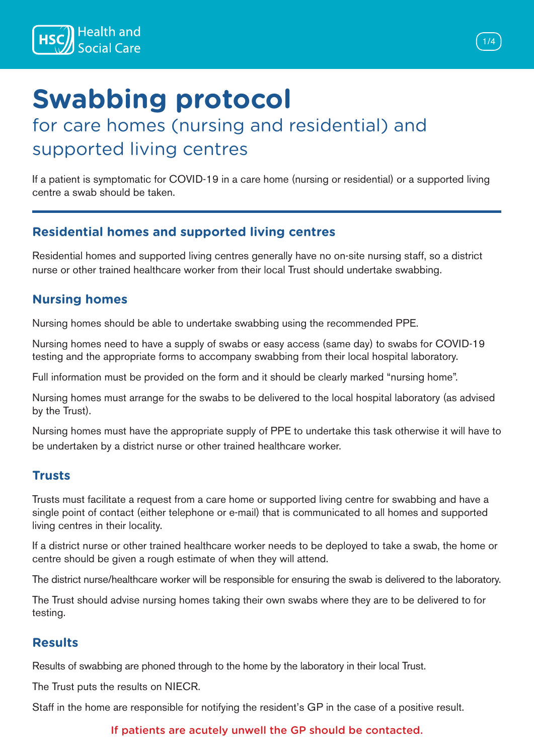# Swabbing protocol

## for care homes (nursing and residential) and supported living centres

If a patient is symptomatic for COVID-19 in a care home (nursing or residential) or a supported living centre a swab should be taken.

---

### Residential homes and supported living centres

Residential homes and supported living centres generally have no on-site nursing staff, so a district nurse or other trained healthcare worker from their local Trust should undertake swabbing.

### Nursing homes

Nursing homes should be able to undertake swabbing using the recommended PPE.

Nursing homes need to have a supply of swabs or easy access (same day) to swabs for COVID-19 testing and the appropriate forms to accompany swabbing from their local hospital laboratory.

Full information must be provided on the form and it should be clearly marked "nursing home".

Nursing homes must arrange for the swabs to be delivered to the local hospital laboratory (as advised by the Trust).

Nursing homes must have the appropriate supply of PPE to undertake this task otherwise it will have to be undertaken by a district nurse or other trained healthcare worker.

### Trusts

Trusts must facilitate a request from a care home or supported living centre for swabbing and have a single point of contact (either telephone or e-mail) that is communicated to all homes and supported living centres in their locality.

If a district nurse or other trained healthcare worker needs to be deployed to take a swab, the home or centre should be given a rough estimate of when they will attend.

The district nurse/healthcare worker will be responsible for ensuring the swab is delivered to the laboratory.

The Trust should advise nursing homes taking their own swabs where they are to be delivered to for testing.

### Results

Results of swabbing are phoned through to the home by the laboratory in their local Trust.

The Trust puts the results on NIECR.

Staff in the home are responsible for notifying the resident's GP in the case of a positive result.

**If patients are acutely unwell the GP should be contacted.**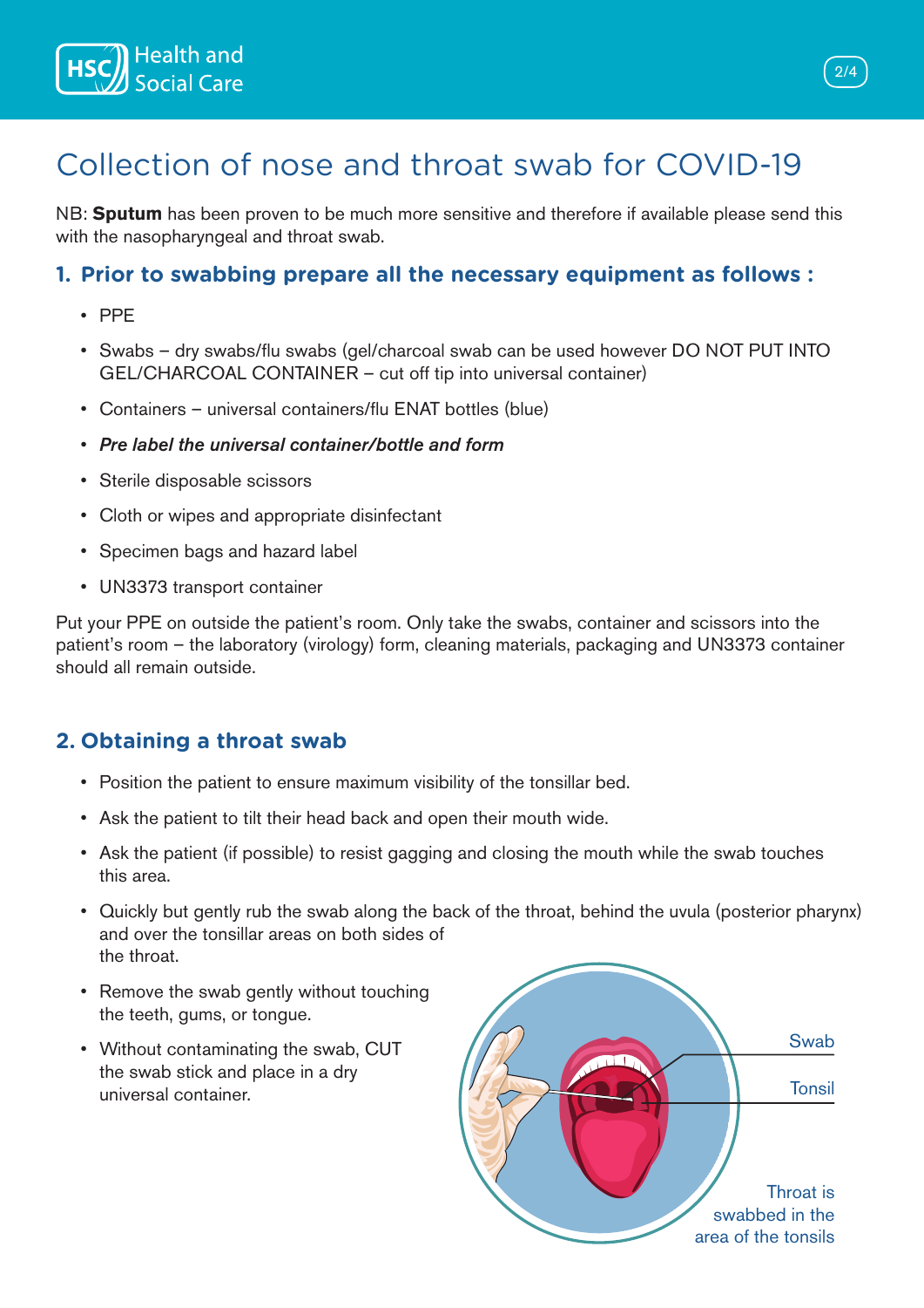# Collection of nose and throat swab for COVID-19

NB: **Sputum** has been proven to be much more sensitive and therefore if available please send this with the nasopharyngeal and throat swab.

## 1. Prior to swabbing prepare all the necessary equipment as follows :

- PPE
- Swabs – dry swabs/flu swabs (gel/charcoal swab can be used however DO NOT PUT INTO GEL/CHARCOAL CONTAINER – cut off tip into universal container)
- Containers – universal containers/flu ENAT bottles (blue)
- ***Pre label the universal container/bottle and form***
- Sterile disposable scissors
- Cloth or wipes and appropriate disinfectant
- Specimen bags and hazard label
- UN3373 transport container

Put your PPE on outside the patient's room. Only take the swabs, container and scissors into the patient's room – the laboratory (virology) form, cleaning materials, packaging and UN3373 container should all remain outside.

## 2. Obtaining a throat swab

- Position the patient to ensure maximum visibility of the tonsillar bed.
- Ask the patient to tilt their head back and open their mouth wide.
- Ask the patient (if possible) to resist gagging and closing the mouth while the swab touches this area.
- Quickly but gently rub the swab along the back of the throat, behind the uvula (posterior pharynx) and over the tonsillar areas on both sides of the throat.
- Remove the swab gently without touching the teeth, gums, or tongue.
- Without contaminating the swab, CUT the swab stick and place in a dry universal container.

Swab

Tonsil

Throat is swabbed in the area of the tonsils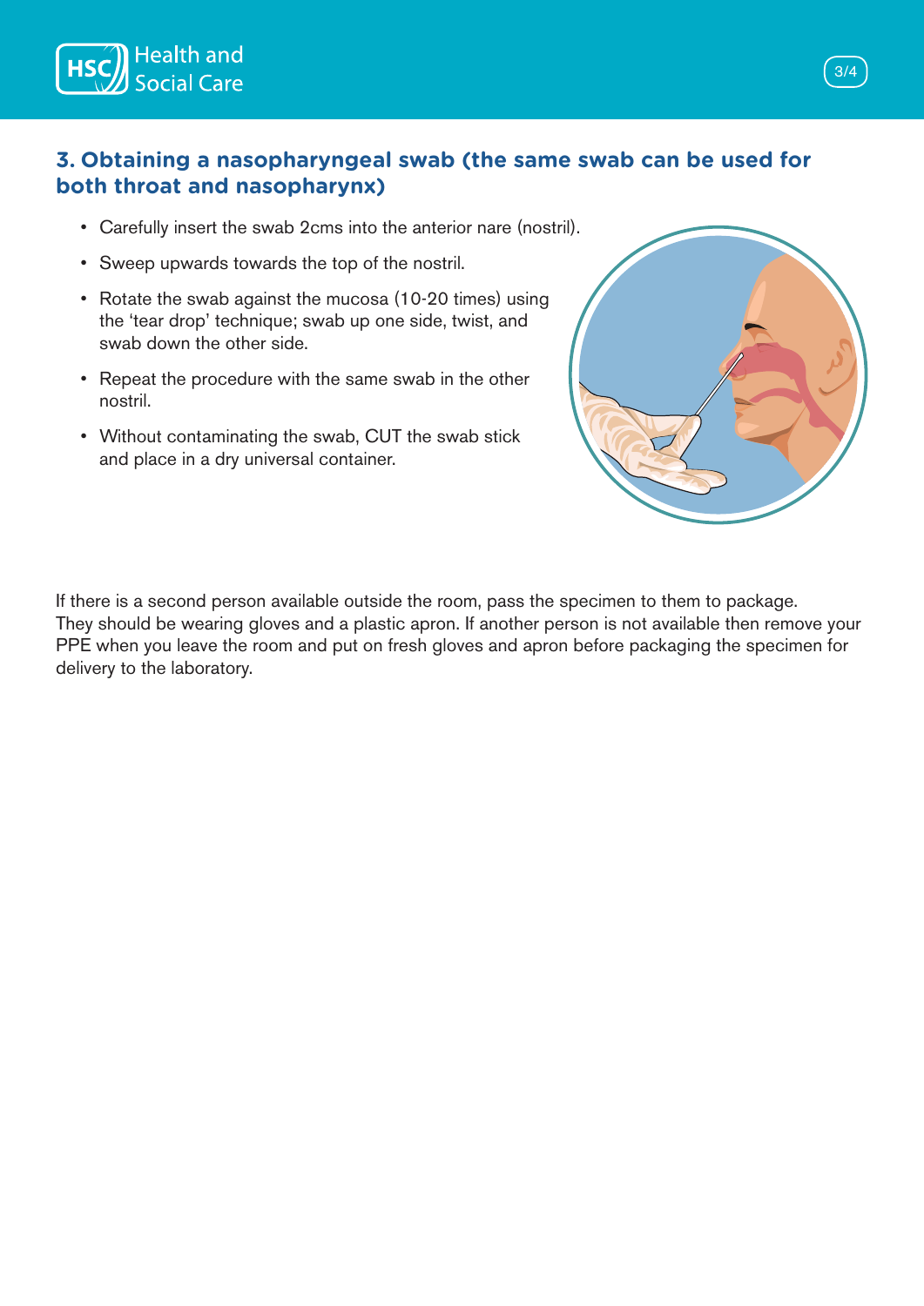### 3. Obtaining a nasopharyngeal swab (the same swab can be used for both throat and nasopharynx)

- Carefully insert the swab 2cms into the anterior nare (nostril).
- Sweep upwards towards the top of the nostril.
- Rotate the swab against the mucosa (10-20 times) using the 'tear drop' technique; swab up one side, twist, and swab down the other side.
- Repeat the procedure with the same swab in the other nostril.
- Without contaminating the swab, CUT the swab stick and place in a dry universal container.

If there is a second person available outside the room, pass the specimen to them to package. They should be wearing gloves and a plastic apron. If another person is not available then remove your PPE when you leave the room and put on fresh gloves and apron before packaging the specimen for delivery to the laboratory.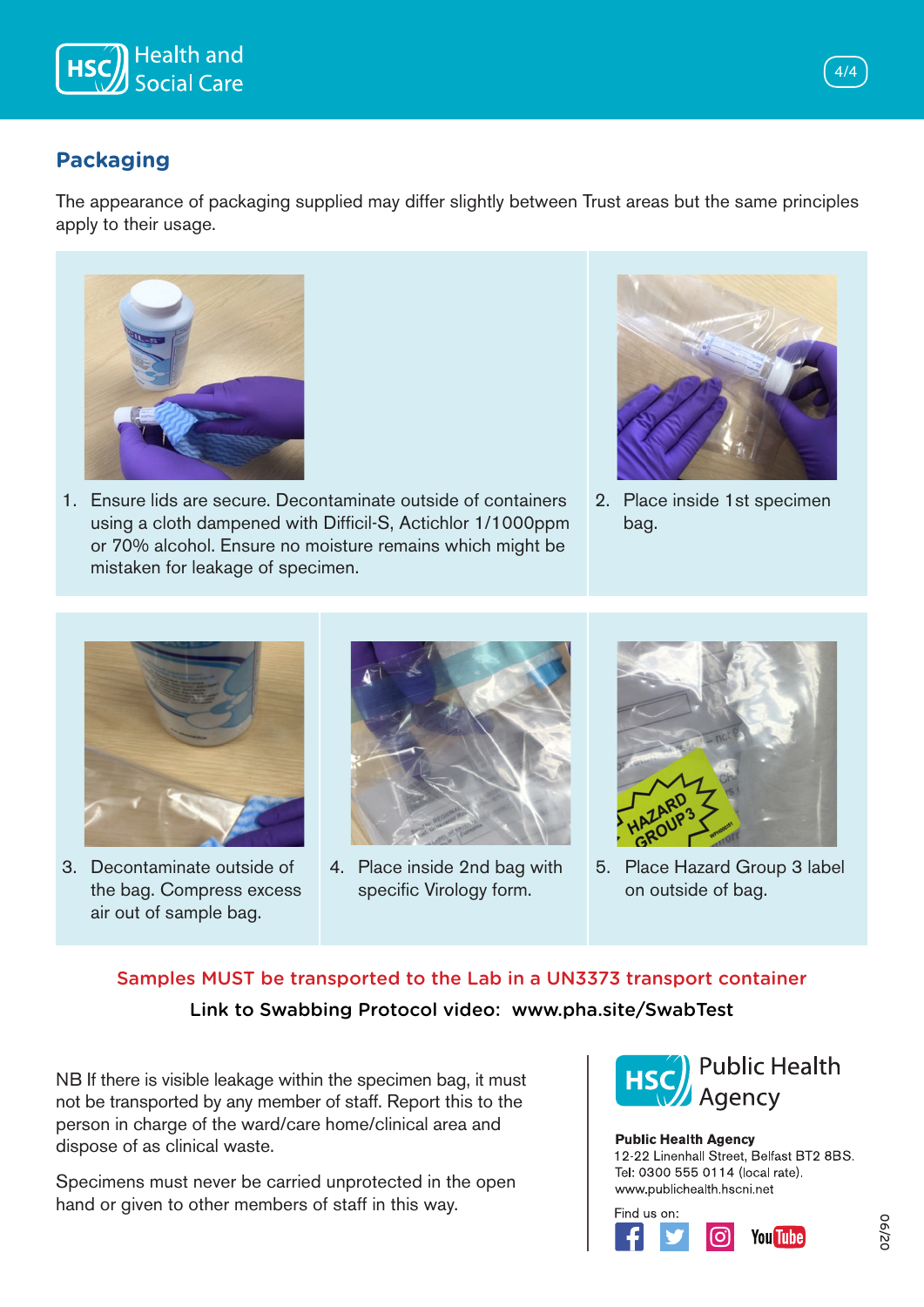## Packaging

The appearance of packaging supplied may differ slightly between Trust areas but the same principles apply to their usage.

1. Ensure lids are secure. Decontaminate outside of containers using a cloth dampened with Difficil-S, Actichlor 1/1000ppm or 70% alcohol. Ensure no moisture remains which might be mistaken for leakage of specimen.
2. Place inside 1st specimen bag.
3. Decontaminate outside of the bag. Compress excess air out of sample bag.
4. Place inside 2nd bag with specific Virology form.
5. Place Hazard Group 3 label on outside of bag.

**Samples MUST be transported to the Lab in a UN3373 transport container**

**Link to Swabbing Protocol video: www.pha.site/SwabTest**

NB If there is visible leakage within the specimen bag, it must not be transported by any member of staff. Report this to the person in charge of the ward/care home/clinical area and dispose of as clinical waste.

Specimens must never be carried unprotected in the open hand or given to other members of staff in this way.

**Public Health Agency**
12-22 Linenhall Street, Belfast BT2 8BS.
Tel: 0300 555 0114 (local rate).
www.publichealth.hscni.net

Find us on:

06/20